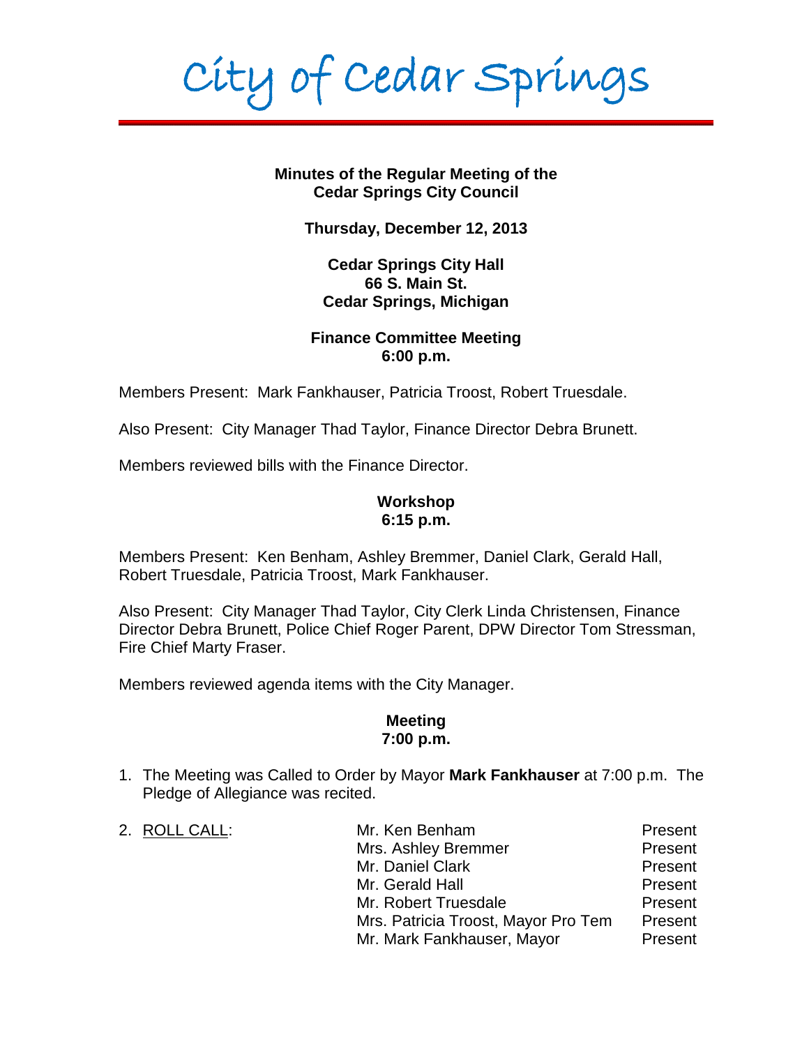# City of Cedar Springs

**Minutes of the Regular Meeting of the**
**Cedar Springs City Council**

**Thursday, December 12, 2013**

**Cedar Springs City Hall**
**66 S. Main St.**
**Cedar Springs, Michigan**

**Finance Committee Meeting**
**6:00 p.m.**

Members Present: Mark Fankhauser, Patricia Troost, Robert Truesdale.

Also Present: City Manager Thad Taylor, Finance Director Debra Brunett.

Members reviewed bills with the Finance Director.

**Workshop**
**6:15 p.m.**

Members Present: Ken Benham, Ashley Bremmer, Daniel Clark, Gerald Hall, Robert Truesdale, Patricia Troost, Mark Fankhauser.

Also Present: City Manager Thad Taylor, City Clerk Linda Christensen, Finance Director Debra Brunett, Police Chief Roger Parent, DPW Director Tom Stressman, Fire Chief Marty Fraser.

Members reviewed agenda items with the City Manager.

**Meeting**
**7:00 p.m.**

1. The Meeting was Called to Order by Mayor **Mark Fankhauser** at 7:00 p.m. The Pledge of Allegiance was recited.

2. ROLL CALL:

| | |
|---|---|
| Mr. Ken Benham | Present |
| Mrs. Ashley Bremmer | Present |
| Mr. Daniel Clark | Present |
| Mr. Gerald Hall | Present |
| Mr. Robert Truesdale | Present |
| Mrs. Patricia Troost, Mayor Pro Tem | Present |
| Mr. Mark Fankhauser, Mayor | Present |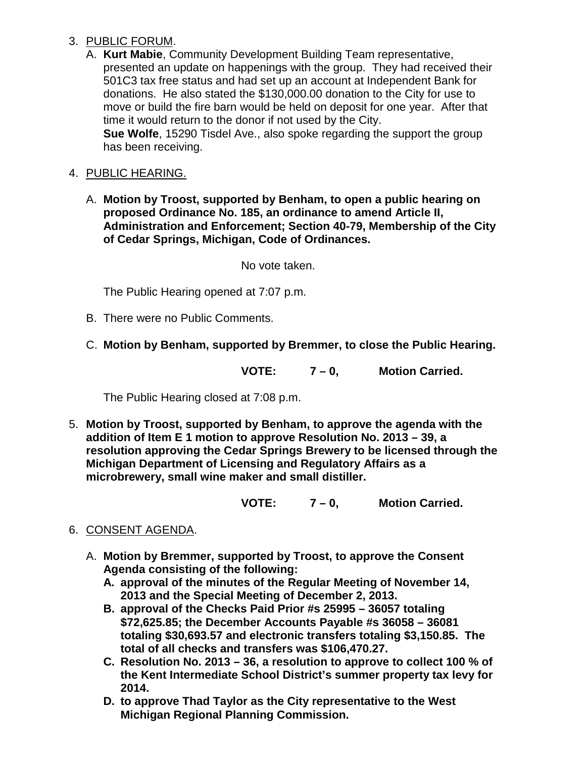3. PUBLIC FORUM.
   A. **Kurt Mabie**, Community Development Building Team representative, presented an update on happenings with the group. They had received their 501C3 tax free status and had set up an account at Independent Bank for donations. He also stated the $130,000.00 donation to the City for use to move or build the fire barn would be held on deposit for one year. After that time it would return to the donor if not used by the City.
      **Sue Wolfe**, 15290 Tisdel Ave., also spoke regarding the support the group has been receiving.

4. PUBLIC HEARING.

   A. **Motion by Troost, supported by Benham, to open a public hearing on proposed Ordinance No. 185, an ordinance to amend Article II, Administration and Enforcement; Section 40-79, Membership of the City of Cedar Springs, Michigan, Code of Ordinances.**

      No vote taken.

      The Public Hearing opened at 7:07 p.m.

   B. There were no Public Comments.

   C. **Motion by Benham, supported by Bremmer, to close the Public Hearing.**

      **VOTE: 7 – 0, Motion Carried.**

      The Public Hearing closed at 7:08 p.m.

5. **Motion by Troost, supported by Benham, to approve the agenda with the addition of Item E 1 motion to approve Resolution No. 2013 – 39, a resolution approving the Cedar Springs Brewery to be licensed through the Michigan Department of Licensing and Regulatory Affairs as a microbrewery, small wine maker and small distiller.**

   **VOTE: 7 – 0, Motion Carried.**

6. CONSENT AGENDA.

   A. **Motion by Bremmer, supported by Troost, to approve the Consent Agenda consisting of the following:**
      **A. approval of the minutes of the Regular Meeting of November 14, 2013 and the Special Meeting of December 2, 2013.**
      **B. approval of the Checks Paid Prior #s 25995 – 36057 totaling $72,625.85; the December Accounts Payable #s 36058 – 36081 totaling $30,693.57 and electronic transfers totaling $3,150.85. The total of all checks and transfers was $106,470.27.**
      **C. Resolution No. 2013 – 36, a resolution to approve to collect 100 % of the Kent Intermediate School District's summer property tax levy for 2014.**
      **D. to approve Thad Taylor as the City representative to the West Michigan Regional Planning Commission.**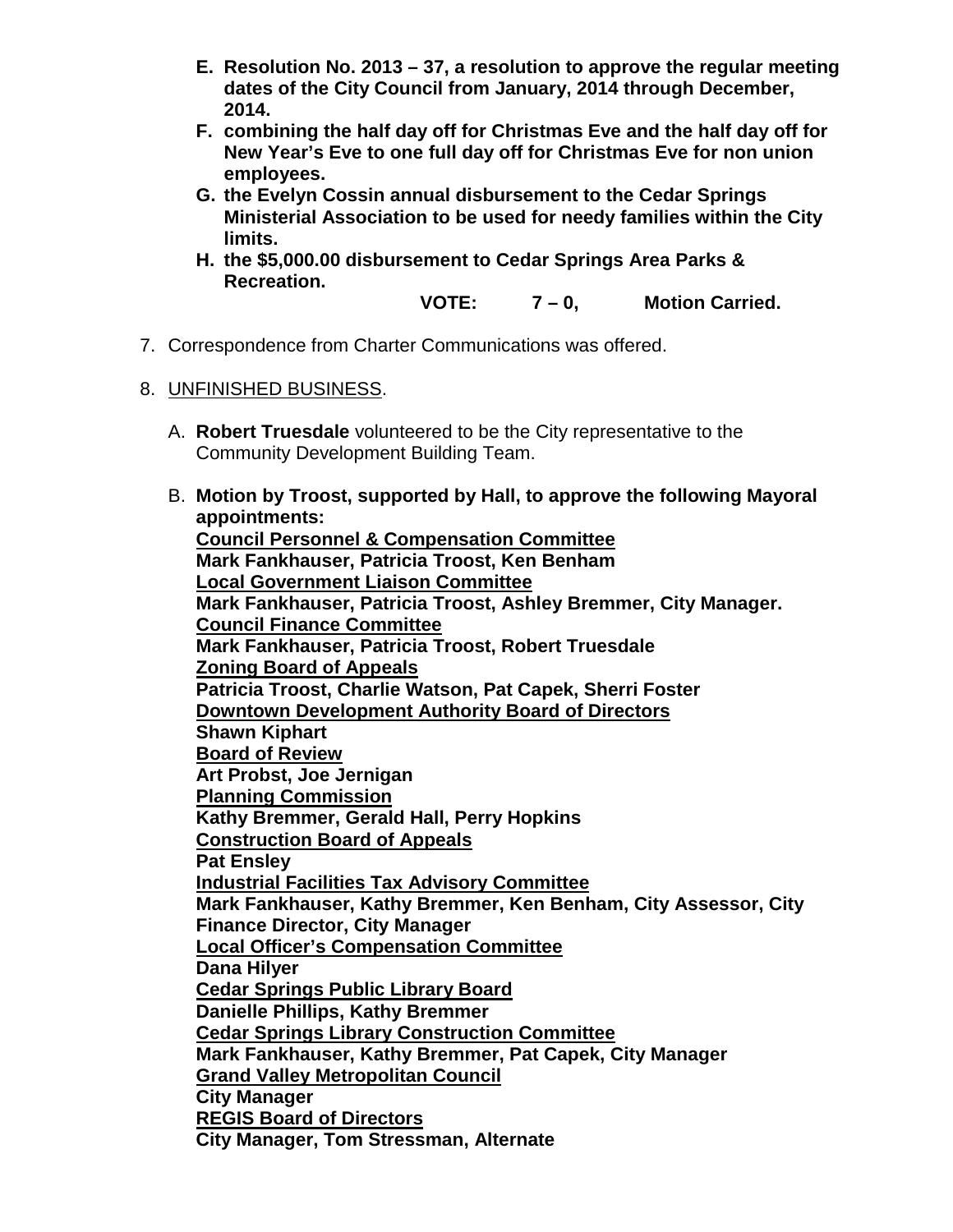E. **Resolution No. 2013 – 37, a resolution to approve the regular meeting dates of the City Council from January, 2014 through December, 2014.**

F. **combining the half day off for Christmas Eve and the half day off for New Year's Eve to one full day off for Christmas Eve for non union employees.**

G. **the Evelyn Cossin annual disbursement to the Cedar Springs Ministerial Association to be used for needy families within the City limits.**

H. **the $5,000.00 disbursement to Cedar Springs Area Parks & Recreation.**

**VOTE: 7 – 0, Motion Carried.**

7. Correspondence from Charter Communications was offered.

8. UNFINISHED BUSINESS.

   A. **Robert Truesdale** volunteered to be the City representative to the Community Development Building Team.

   B. **Motion by Troost, supported by Hall, to approve the following Mayoral appointments:**
   **Council Personnel & Compensation Committee**
   **Mark Fankhauser, Patricia Troost, Ken Benham**
   **Local Government Liaison Committee**
   **Mark Fankhauser, Patricia Troost, Ashley Bremmer, City Manager.**
   **Council Finance Committee**
   **Mark Fankhauser, Patricia Troost, Robert Truesdale**
   **Zoning Board of Appeals**
   **Patricia Troost, Charlie Watson, Pat Capek, Sherri Foster**
   **Downtown Development Authority Board of Directors**
   **Shawn Kiphart**
   **Board of Review**
   **Art Probst, Joe Jernigan**
   **Planning Commission**
   **Kathy Bremmer, Gerald Hall, Perry Hopkins**
   **Construction Board of Appeals**
   **Pat Ensley**
   **Industrial Facilities Tax Advisory Committee**
   **Mark Fankhauser, Kathy Bremmer, Ken Benham, City Assessor, City Finance Director, City Manager**
   **Local Officer's Compensation Committee**
   **Dana Hilyer**
   **Cedar Springs Public Library Board**
   **Danielle Phillips, Kathy Bremmer**
   **Cedar Springs Library Construction Committee**
   **Mark Fankhauser, Kathy Bremmer, Pat Capek, City Manager**
   **Grand Valley Metropolitan Council**
   **City Manager**
   **REGIS Board of Directors**
   **City Manager, Tom Stressman, Alternate**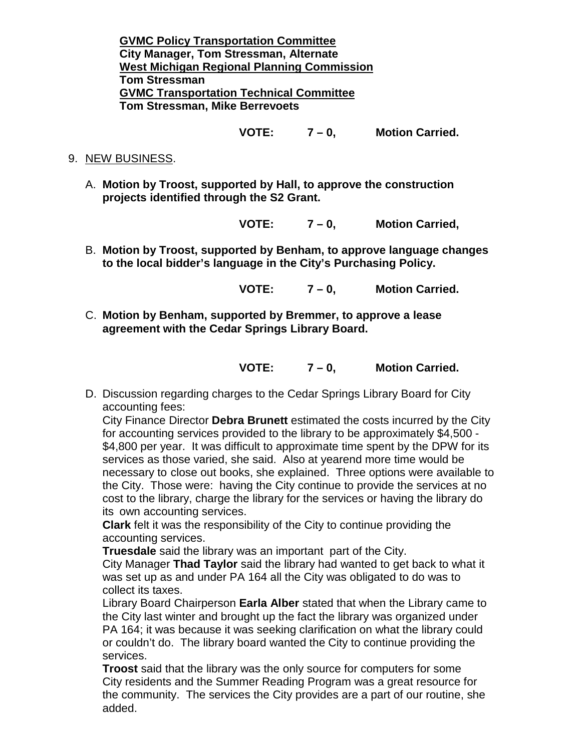**<u>GVMC Policy Transportation Committee</u>**
**City Manager, Tom Stressman, Alternate**
**<u>West Michigan Regional Planning Commission</u>**
**Tom Stressman**
**<u>GVMC Transportation Technical Committee</u>**
**Tom Stressman, Mike Berrevoets**

**VOTE: 7 – 0, Motion Carried.**

9. <u>NEW BUSINESS</u>.

   A. **Motion by Troost, supported by Hall, to approve the construction projects identified through the S2 Grant.**

   **VOTE: 7 – 0, Motion Carried,**

   B. **Motion by Troost, supported by Benham, to approve language changes to the local bidder's language in the City's Purchasing Policy.**

   **VOTE: 7 – 0, Motion Carried.**

   C. **Motion by Benham, supported by Bremmer, to approve a lease agreement with the Cedar Springs Library Board.**

   **VOTE: 7 – 0, Motion Carried.**

   D. Discussion regarding charges to the Cedar Springs Library Board for City accounting fees:
   City Finance Director **Debra Brunett** estimated the costs incurred by the City for accounting services provided to the library to be approximately $4,500 - $4,800 per year. It was difficult to approximate time spent by the DPW for its services as those varied, she said. Also at yearend more time would be necessary to close out books, she explained. Three options were available to the City. Those were: having the City continue to provide the services at no cost to the library, charge the library for the services or having the library do its own accounting services.
   **Clark** felt it was the responsibility of the City to continue providing the accounting services.
   **Truesdale** said the library was an important part of the City.
   City Manager **Thad Taylor** said the library had wanted to get back to what it was set up as and under PA 164 all the City was obligated to do was to collect its taxes.
   Library Board Chairperson **Earla Alber** stated that when the Library came to the City last winter and brought up the fact the library was organized under PA 164; it was because it was seeking clarification on what the library could or couldn't do. The library board wanted the City to continue providing the services.
   **Troost** said that the library was the only source for computers for some City residents and the Summer Reading Program was a great resource for the community. The services the City provides are a part of our routine, she added.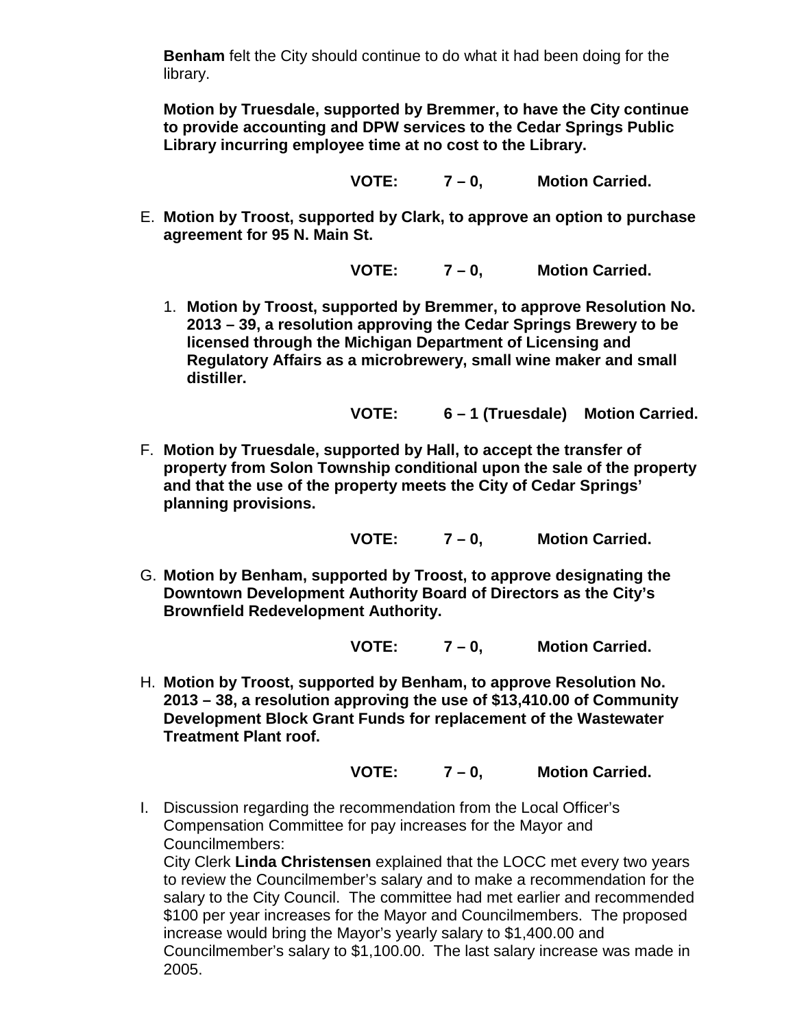**Benham** felt the City should continue to do what it had been doing for the library.

**Motion by Truesdale, supported by Bremmer, to have the City continue to provide accounting and DPW services to the Cedar Springs Public Library incurring employee time at no cost to the Library.**

**VOTE: 7 – 0, Motion Carried.**

E. **Motion by Troost, supported by Clark, to approve an option to purchase agreement for 95 N. Main St.**

**VOTE: 7 – 0, Motion Carried.**

1. **Motion by Troost, supported by Bremmer, to approve Resolution No. 2013 – 39, a resolution approving the Cedar Springs Brewery to be licensed through the Michigan Department of Licensing and Regulatory Affairs as a microbrewery, small wine maker and small distiller.**

**VOTE: 6 – 1 (Truesdale) Motion Carried.**

F. **Motion by Truesdale, supported by Hall, to accept the transfer of property from Solon Township conditional upon the sale of the property and that the use of the property meets the City of Cedar Springs' planning provisions.**

**VOTE: 7 – 0, Motion Carried.**

G. **Motion by Benham, supported by Troost, to approve designating the Downtown Development Authority Board of Directors as the City's Brownfield Redevelopment Authority.**

**VOTE: 7 – 0, Motion Carried.**

H. **Motion by Troost, supported by Benham, to approve Resolution No. 2013 – 38, a resolution approving the use of $13,410.00 of Community Development Block Grant Funds for replacement of the Wastewater Treatment Plant roof.**

**VOTE: 7 – 0, Motion Carried.**

I. Discussion regarding the recommendation from the Local Officer's Compensation Committee for pay increases for the Mayor and Councilmembers:
City Clerk **Linda Christensen** explained that the LOCC met every two years to review the Councilmember's salary and to make a recommendation for the salary to the City Council. The committee had met earlier and recommended $100 per year increases for the Mayor and Councilmembers. The proposed increase would bring the Mayor's yearly salary to $1,400.00 and Councilmember's salary to $1,100.00. The last salary increase was made in 2005.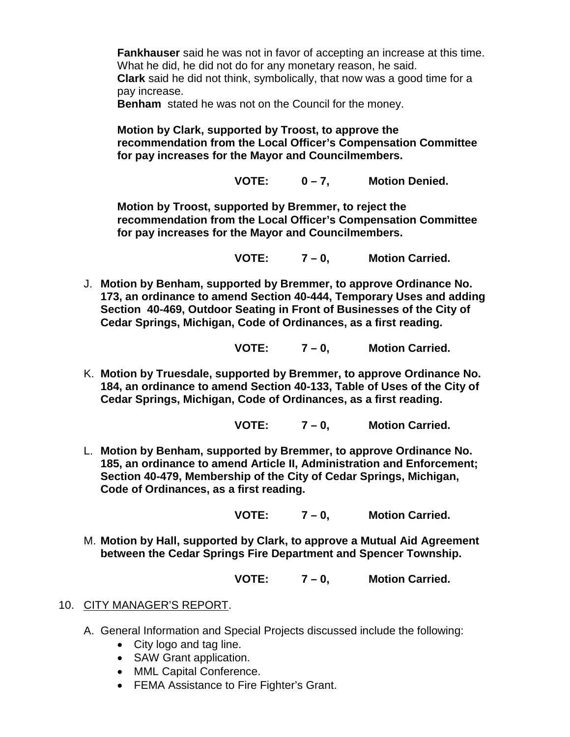**Fankhauser** said he was not in favor of accepting an increase at this time. What he did, he did not do for any monetary reason, he said.
**Clark** said he did not think, symbolically, that now was a good time for a pay increase.
**Benham** stated he was not on the Council for the money.

**Motion by Clark, supported by Troost, to approve the recommendation from the Local Officer's Compensation Committee for pay increases for the Mayor and Councilmembers.**

**VOTE: 0 – 7, Motion Denied.**

**Motion by Troost, supported by Bremmer, to reject the recommendation from the Local Officer's Compensation Committee for pay increases for the Mayor and Councilmembers.**

**VOTE: 7 – 0, Motion Carried.**

J. **Motion by Benham, supported by Bremmer, to approve Ordinance No. 173, an ordinance to amend Section 40-444, Temporary Uses and adding Section 40-469, Outdoor Seating in Front of Businesses of the City of Cedar Springs, Michigan, Code of Ordinances, as a first reading.**

**VOTE: 7 – 0, Motion Carried.**

K. **Motion by Truesdale, supported by Bremmer, to approve Ordinance No. 184, an ordinance to amend Section 40-133, Table of Uses of the City of Cedar Springs, Michigan, Code of Ordinances, as a first reading.**

**VOTE: 7 – 0, Motion Carried.**

L. **Motion by Benham, supported by Bremmer, to approve Ordinance No. 185, an ordinance to amend Article II, Administration and Enforcement; Section 40-479, Membership of the City of Cedar Springs, Michigan, Code of Ordinances, as a first reading.**

**VOTE: 7 – 0, Motion Carried.**

M. **Motion by Hall, supported by Clark, to approve a Mutual Aid Agreement between the Cedar Springs Fire Department and Spencer Township.**

**VOTE: 7 – 0, Motion Carried.**

10. CITY MANAGER'S REPORT.

A. General Information and Special Projects discussed include the following:
- City logo and tag line.
- SAW Grant application.
- MML Capital Conference.
- FEMA Assistance to Fire Fighter's Grant.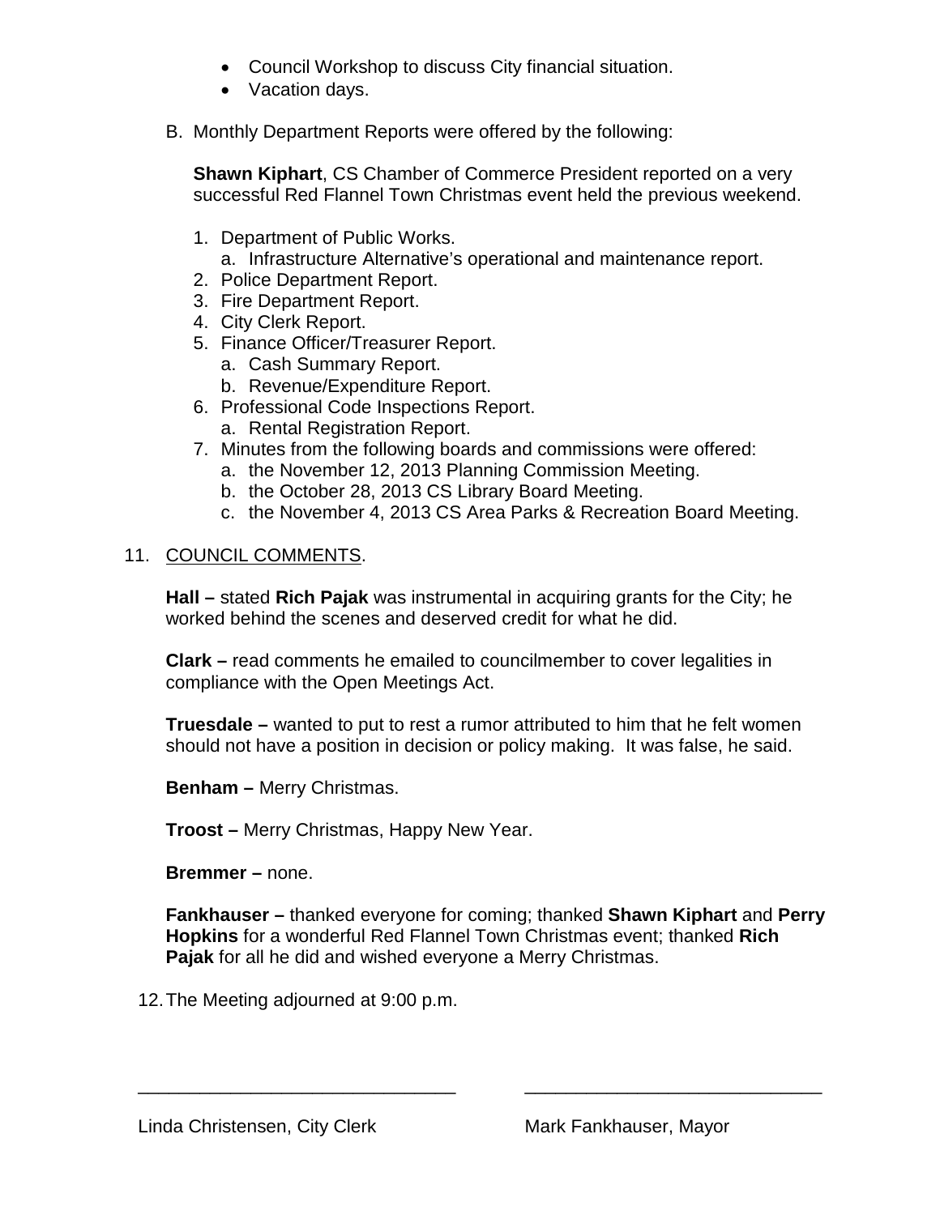- Council Workshop to discuss City financial situation.
- Vacation days.

B. Monthly Department Reports were offered by the following:

**Shawn Kiphart**, CS Chamber of Commerce President reported on a very successful Red Flannel Town Christmas event held the previous weekend.

1. Department of Public Works.
   a. Infrastructure Alternative's operational and maintenance report.
2. Police Department Report.
3. Fire Department Report.
4. City Clerk Report.
5. Finance Officer/Treasurer Report.
   a. Cash Summary Report.
   b. Revenue/Expenditure Report.
6. Professional Code Inspections Report.
   a. Rental Registration Report.
7. Minutes from the following boards and commissions were offered:
   a. the November 12, 2013 Planning Commission Meeting.
   b. the October 28, 2013 CS Library Board Meeting.
   c. the November 4, 2013 CS Area Parks & Recreation Board Meeting.

11. COUNCIL COMMENTS.

**Hall –** stated **Rich Pajak** was instrumental in acquiring grants for the City; he worked behind the scenes and deserved credit for what he did.

**Clark –** read comments he emailed to councilmember to cover legalities in compliance with the Open Meetings Act.

**Truesdale –** wanted to put to rest a rumor attributed to him that he felt women should not have a position in decision or policy making. It was false, he said.

**Benham –** Merry Christmas.

**Troost –** Merry Christmas, Happy New Year.

**Bremmer –** none.

**Fankhauser –** thanked everyone for coming; thanked **Shawn Kiphart** and **Perry Hopkins** for a wonderful Red Flannel Town Christmas event; thanked **Rich Pajak** for all he did and wished everyone a Merry Christmas.

12. The Meeting adjourned at 9:00 p.m.

\_\_\_\_\_\_\_\_\_\_\_\_\_\_\_\_\_\_\_\_\_\_\_\_\_\_\_\_\_\_ \_\_\_\_\_\_\_\_\_\_\_\_\_\_\_\_\_\_\_\_\_\_\_\_\_\_\_\_\_\_

Linda Christensen, City Clerk Mark Fankhauser, Mayor